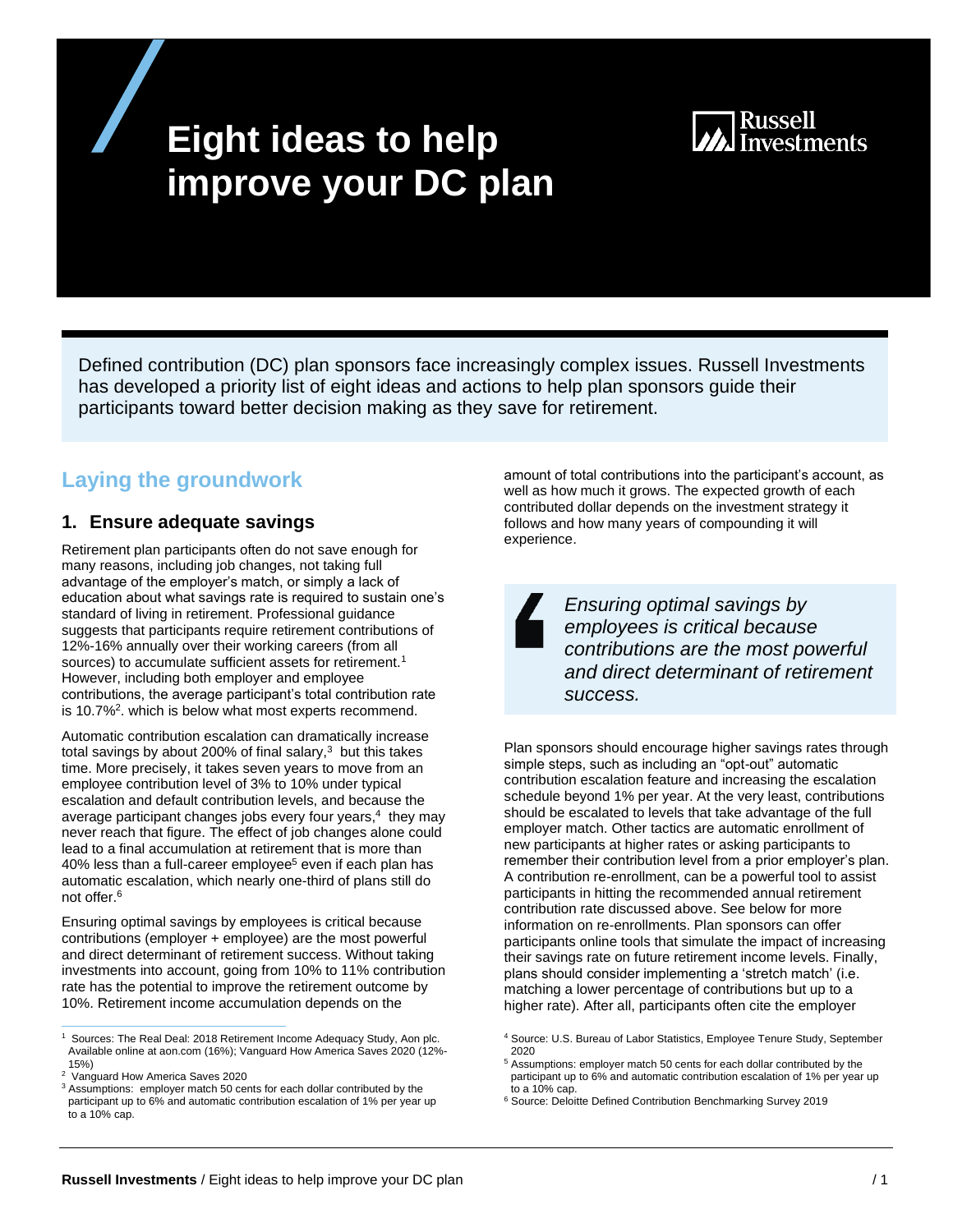# Eight ideas to help improve your DC plan

Russell Investments

Defined contribution (DC) plan sponsors face increasingly complex issues. Russell Investments has developed a priority list of eight ideas and actions to help plan sponsors guide their participants toward better decision making as they save for retirement.

## Laying the groundwork

### 1. Ensure adequate savings

Retirement plan participants often do not save enough for many reasons, including job changes, not taking full advantage of the employer's match, or simply a lack of education about what savings rate is required to sustain one's standard of living in retirement. Professional guidance suggests that participants require retirement contributions of 12%-16% annually over their working careers (from all sources) to accumulate sufficient assets for retirement.[1] However, including both employer and employee contributions, the average participant's total contribution rate is 10.7%[2]. which is below what most experts recommend.

Automatic contribution escalation can dramatically increase total savings by about 200% of final salary,[3] but this takes time. More precisely, it takes seven years to move from an employee contribution level of 3% to 10% under typical escalation and default contribution levels, and because the average participant changes jobs every four years,[4] they may never reach that figure. The effect of job changes alone could lead to a final accumulation at retirement that is more than 40% less than a full-career employee[5] even if each plan has automatic escalation, which nearly one-third of plans still do not offer.[6]

Ensuring optimal savings by employees is critical because contributions (employer + employee) are the most powerful and direct determinant of retirement success. Without taking investments into account, going from 10% to 11% contribution rate has the potential to improve the retirement outcome by 10%. Retirement income accumulation depends on the amount of total contributions into the participant's account, as well as how much it grows. The expected growth of each contributed dollar depends on the investment strategy it follows and how many years of compounding it will experience.

> *Ensuring optimal savings by employees is critical because contributions are the most powerful and direct determinant of retirement success.*

Plan sponsors should encourage higher savings rates through simple steps, such as including an "opt-out" automatic contribution escalation feature and increasing the escalation schedule beyond 1% per year. At the very least, contributions should be escalated to levels that take advantage of the full employer match. Other tactics are automatic enrollment of new participants at higher rates or asking participants to remember their contribution level from a prior employer's plan. A contribution re-enrollment, can be a powerful tool to assist participants in hitting the recommended annual retirement contribution rate discussed above. See below for more information on re-enrollments. Plan sponsors can offer participants online tools that simulate the impact of increasing their savings rate on future retirement income levels. Finally, plans should consider implementing a 'stretch match' (i.e. matching a lower percentage of contributions but up to a higher rate). After all, participants often cite the employer

---

[1] Sources: The Real Deal: 2018 Retirement Income Adequacy Study, Aon plc. Available online at aon.com (16%); Vanguard How America Saves 2020 (12%-15%)

[2] Vanguard How America Saves 2020

[3] Assumptions: employer match 50 cents for each dollar contributed by the participant up to 6% and automatic contribution escalation of 1% per year up to a 10% cap.

[4] Source: U.S. Bureau of Labor Statistics, Employee Tenure Study, September 2020

[5] Assumptions: employer match 50 cents for each dollar contributed by the participant up to 6% and automatic contribution escalation of 1% per year up to a 10% cap.

[6] Source: Deloitte Defined Contribution Benchmarking Survey 2019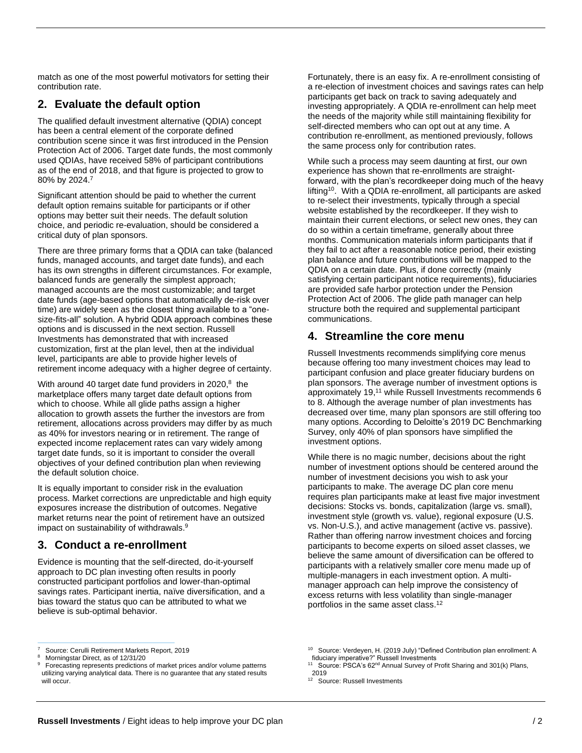match as one of the most powerful motivators for setting their contribution rate.

## 2. Evaluate the default option

The qualified default investment alternative (QDIA) concept has been a central element of the corporate defined contribution scene since it was first introduced in the Pension Protection Act of 2006. Target date funds, the most commonly used QDIAs, have received 58% of participant contributions as of the end of 2018, and that figure is projected to grow to 80% by 2024.[7]

Significant attention should be paid to whether the current default option remains suitable for participants or if other options may better suit their needs. The default solution choice, and periodic re-evaluation, should be considered a critical duty of plan sponsors.

There are three primary forms that a QDIA can take (balanced funds, managed accounts, and target date funds), and each has its own strengths in different circumstances. For example, balanced funds are generally the simplest approach; managed accounts are the most customizable; and target date funds (age-based options that automatically de-risk over time) are widely seen as the closest thing available to a "one-size-fits-all" solution. A hybrid QDIA approach combines these options and is discussed in the next section. Russell Investments has demonstrated that with increased customization, first at the plan level, then at the individual level, participants are able to provide higher levels of retirement income adequacy with a higher degree of certainty.

With around 40 target date fund providers in 2020,[8] the marketplace offers many target date default options from which to choose. While all glide paths assign a higher allocation to growth assets the further the investors are from retirement, allocations across providers may differ by as much as 40% for investors nearing or in retirement. The range of expected income replacement rates can vary widely among target date funds, so it is important to consider the overall objectives of your defined contribution plan when reviewing the default solution choice.

It is equally important to consider risk in the evaluation process. Market corrections are unpredictable and high equity exposures increase the distribution of outcomes. Negative market returns near the point of retirement have an outsized impact on sustainability of withdrawals.[9]

## 3. Conduct a re-enrollment

Evidence is mounting that the self-directed, do-it-yourself approach to DC plan investing often results in poorly constructed participant portfolios and lower-than-optimal savings rates. Participant inertia, naïve diversification, and a bias toward the status quo can be attributed to what we believe is sub-optimal behavior.

Fortunately, there is an easy fix. A re-enrollment consisting of a re-election of investment choices and savings rates can help participants get back on track to saving adequately and investing appropriately. A QDIA re-enrollment can help meet the needs of the majority while still maintaining flexibility for self-directed members who can opt out at any time. A contribution re-enrollment, as mentioned previously, follows the same process only for contribution rates.

While such a process may seem daunting at first, our own experience has shown that re-enrollments are straight-forward, with the plan's recordkeeper doing much of the heavy lifting[10]. With a QDIA re-enrollment, all participants are asked to re-select their investments, typically through a special website established by the recordkeeper. If they wish to maintain their current elections, or select new ones, they can do so within a certain timeframe, generally about three months. Communication materials inform participants that if they fail to act after a reasonable notice period, their existing plan balance and future contributions will be mapped to the QDIA on a certain date. Plus, if done correctly (mainly satisfying certain participant notice requirements), fiduciaries are provided safe harbor protection under the Pension Protection Act of 2006. The glide path manager can help structure both the required and supplemental participant communications.

## 4. Streamline the core menu

Russell Investments recommends simplifying core menus because offering too many investment choices may lead to participant confusion and place greater fiduciary burdens on plan sponsors. The average number of investment options is approximately 19,[11] while Russell Investments recommends 6 to 8. Although the average number of plan investments has decreased over time, many plan sponsors are still offering too many options. According to Deloitte's 2019 DC Benchmarking Survey, only 40% of plan sponsors have simplified the investment options.

While there is no magic number, decisions about the right number of investment options should be centered around the number of investment decisions you wish to ask your participants to make. The average DC plan core menu requires plan participants make at least five major investment decisions: Stocks vs. bonds, capitalization (large vs. small), investment style (growth vs. value), regional exposure (U.S. vs. Non-U.S.), and active management (active vs. passive). Rather than offering narrow investment choices and forcing participants to become experts on siloed asset classes, we believe the same amount of diversification can be offered to participants with a relatively smaller core menu made up of multiple-managers in each investment option. A multi-manager approach can help improve the consistency of excess returns with less volatility than single-manager portfolios in the same asset class.[12]

---

[7] Source: Cerulli Retirement Markets Report, 2019

[8] Morningstar Direct, as of 12/31/20

[9] Forecasting represents predictions of market prices and/or volume patterns utilizing varying analytical data. There is no guarantee that any stated results will occur.

[10] Source: Verdeyen, H. (2019 July) "Defined Contribution plan enrollment: A fiduciary imperative?" Russell Investments

[11] Source: PSCA's 62nd Annual Survey of Profit Sharing and 401(k) Plans, 2019

[12] Source: Russell Investments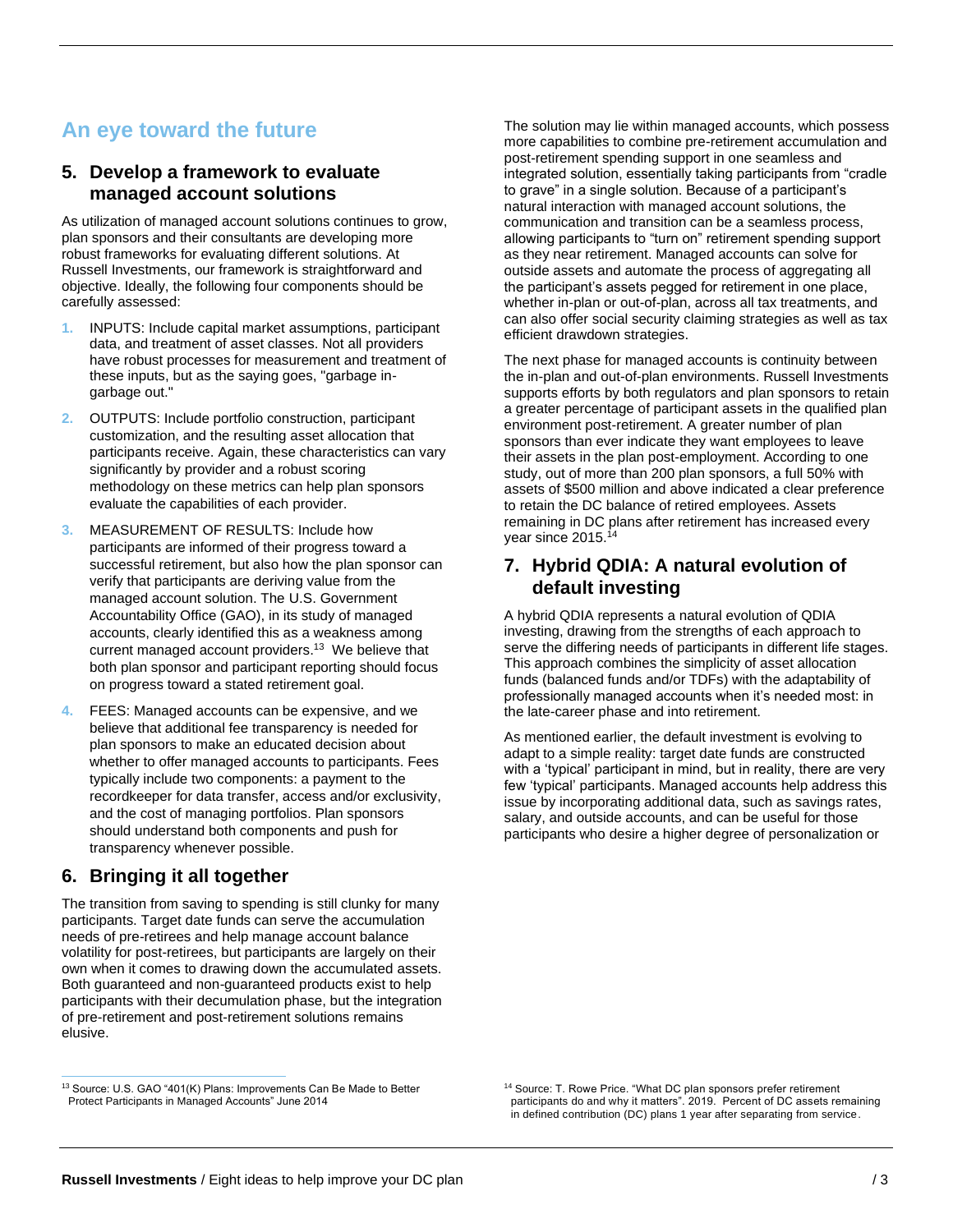## An eye toward the future

### 5. Develop a framework to evaluate managed account solutions

As utilization of managed account solutions continues to grow, plan sponsors and their consultants are developing more robust frameworks for evaluating different solutions. At Russell Investments, our framework is straightforward and objective. Ideally, the following four components should be carefully assessed:

1. INPUTS: Include capital market assumptions, participant data, and treatment of asset classes. Not all providers have robust processes for measurement and treatment of these inputs, but as the saying goes, "garbage in-garbage out."
2. OUTPUTS: Include portfolio construction, participant customization, and the resulting asset allocation that participants receive. Again, these characteristics can vary significantly by provider and a robust scoring methodology on these metrics can help plan sponsors evaluate the capabilities of each provider.
3. MEASUREMENT OF RESULTS: Include how participants are informed of their progress toward a successful retirement, but also how the plan sponsor can verify that participants are deriving value from the managed account solution. The U.S. Government Accountability Office (GAO), in its study of managed accounts, clearly identified this as a weakness among current managed account providers.[13] We believe that both plan sponsor and participant reporting should focus on progress toward a stated retirement goal.
4. FEES: Managed accounts can be expensive, and we believe that additional fee transparency is needed for plan sponsors to make an educated decision about whether to offer managed accounts to participants. Fees typically include two components: a payment to the recordkeeper for data transfer, access and/or exclusivity, and the cost of managing portfolios. Plan sponsors should understand both components and push for transparency whenever possible.

### 6. Bringing it all together

The transition from saving to spending is still clunky for many participants. Target date funds can serve the accumulation needs of pre-retirees and help manage account balance volatility for post-retirees, but participants are largely on their own when it comes to drawing down the accumulated assets. Both guaranteed and non-guaranteed products exist to help participants with their decumulation phase, but the integration of pre-retirement and post-retirement solutions remains elusive.

The solution may lie within managed accounts, which possess more capabilities to combine pre-retirement accumulation and post-retirement spending support in one seamless and integrated solution, essentially taking participants from "cradle to grave" in a single solution. Because of a participant's natural interaction with managed account solutions, the communication and transition can be a seamless process, allowing participants to "turn on" retirement spending support as they near retirement. Managed accounts can solve for outside assets and automate the process of aggregating all the participant's assets pegged for retirement in one place, whether in-plan or out-of-plan, across all tax treatments, and can also offer social security claiming strategies as well as tax efficient drawdown strategies.

The next phase for managed accounts is continuity between the in-plan and out-of-plan environments. Russell Investments supports efforts by both regulators and plan sponsors to retain a greater percentage of participant assets in the qualified plan environment post-retirement. A greater number of plan sponsors than ever indicate they want employees to leave their assets in the plan post-employment. According to one study, out of more than 200 plan sponsors, a full 50% with assets of $500 million and above indicated a clear preference to retain the DC balance of retired employees. Assets remaining in DC plans after retirement has increased every year since 2015.[14]

### 7. Hybrid QDIA: A natural evolution of default investing

A hybrid QDIA represents a natural evolution of QDIA investing, drawing from the strengths of each approach to serve the differing needs of participants in different life stages. This approach combines the simplicity of asset allocation funds (balanced funds and/or TDFs) with the adaptability of professionally managed accounts when it's needed most: in the late-career phase and into retirement.

As mentioned earlier, the default investment is evolving to adapt to a simple reality: target date funds are constructed with a 'typical' participant in mind, but in reality, there are very few 'typical' participants. Managed accounts help address this issue by incorporating additional data, such as savings rates, salary, and outside accounts, and can be useful for those participants who desire a higher degree of personalization or

---

[13] Source: U.S. GAO "401(K) Plans: Improvements Can Be Made to Better Protect Participants in Managed Accounts" June 2014

[14] Source: T. Rowe Price. "What DC plan sponsors prefer retirement participants do and why it matters". 2019. Percent of DC assets remaining in defined contribution (DC) plans 1 year after separating from service.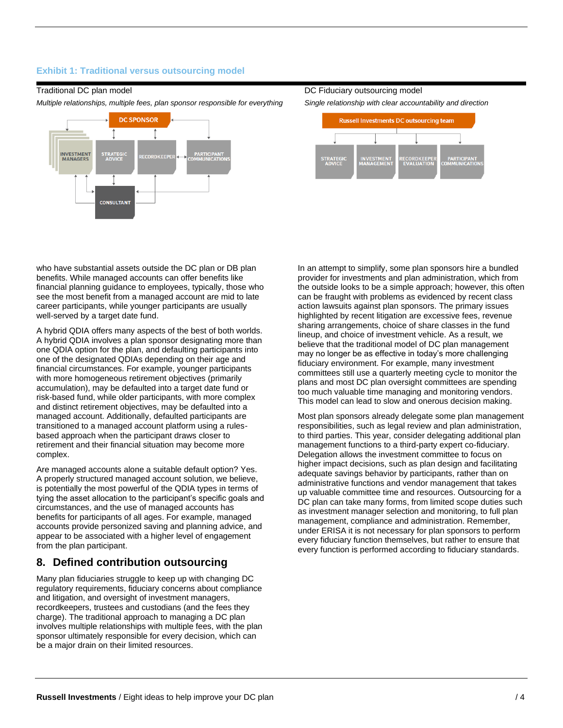### Exhibit 1: Traditional versus outsourcing model

Traditional DC plan model

*Multiple relationships, multiple fees, plan sponsor responsible for everything*

DC SPONSOR

INVESTMENT MANAGERS | STRATEGIC ADVICE | RECORDKEEPER | PARTICIPANT COMMUNICATIONS

CONSULTANT

DC Fiduciary outsourcing model

*Single relationship with clear accountability and direction*

Russell Investments DC outsourcing team

STRATEGIC ADVICE | INVESTMENT MANAGEMENT | RECORDKEEPER EVALUATION | PARTICIPANT COMMUNICATIONS

who have substantial assets outside the DC plan or DB plan benefits. While managed accounts can offer benefits like financial planning guidance to employees, typically, those who see the most benefit from a managed account are mid to late career participants, while younger participants are usually well-served by a target date fund.

A hybrid QDIA offers many aspects of the best of both worlds. A hybrid QDIA involves a plan sponsor designating more than one QDIA option for the plan, and defaulting participants into one of the designated QDIAs depending on their age and financial circumstances. For example, younger participants with more homogeneous retirement objectives (primarily accumulation), may be defaulted into a target date fund or risk-based fund, while older participants, with more complex and distinct retirement objectives, may be defaulted into a managed account. Additionally, defaulted participants are transitioned to a managed account platform using a rules-based approach when the participant draws closer to retirement and their financial situation may become more complex.

Are managed accounts alone a suitable default option? Yes. A properly structured managed account solution, we believe, is potentially the most powerful of the QDIA types in terms of tying the asset allocation to the participant's specific goals and circumstances, and the use of managed accounts has benefits for participants of all ages. For example, managed accounts provide personized saving and planning advice, and appear to be associated with a higher level of engagement from the plan participant.

## 8. Defined contribution outsourcing

Many plan fiduciaries struggle to keep up with changing DC regulatory requirements, fiduciary concerns about compliance and litigation, and oversight of investment managers, recordkeepers, trustees and custodians (and the fees they charge). The traditional approach to managing a DC plan involves multiple relationships with multiple fees, with the plan sponsor ultimately responsible for every decision, which can be a major drain on their limited resources.

In an attempt to simplify, some plan sponsors hire a bundled provider for investments and plan administration, which from the outside looks to be a simple approach; however, this often can be fraught with problems as evidenced by recent class action lawsuits against plan sponsors. The primary issues highlighted by recent litigation are excessive fees, revenue sharing arrangements, choice of share classes in the fund lineup, and choice of investment vehicle. As a result, we believe that the traditional model of DC plan management may no longer be as effective in today's more challenging fiduciary environment. For example, many investment committees still use a quarterly meeting cycle to monitor the plans and most DC plan oversight committees are spending too much valuable time managing and monitoring vendors. This model can lead to slow and onerous decision making.

Most plan sponsors already delegate some plan management responsibilities, such as legal review and plan administration, to third parties. This year, consider delegating additional plan management functions to a third-party expert co-fiduciary. Delegation allows the investment committee to focus on higher impact decisions, such as plan design and facilitating adequate savings behavior by participants, rather than on administrative functions and vendor management that takes up valuable committee time and resources. Outsourcing for a DC plan can take many forms, from limited scope duties such as investment manager selection and monitoring, to full plan management, compliance and administration. Remember, under ERISA it is not necessary for plan sponsors to perform every fiduciary function themselves, but rather to ensure that every function is performed according to fiduciary standards.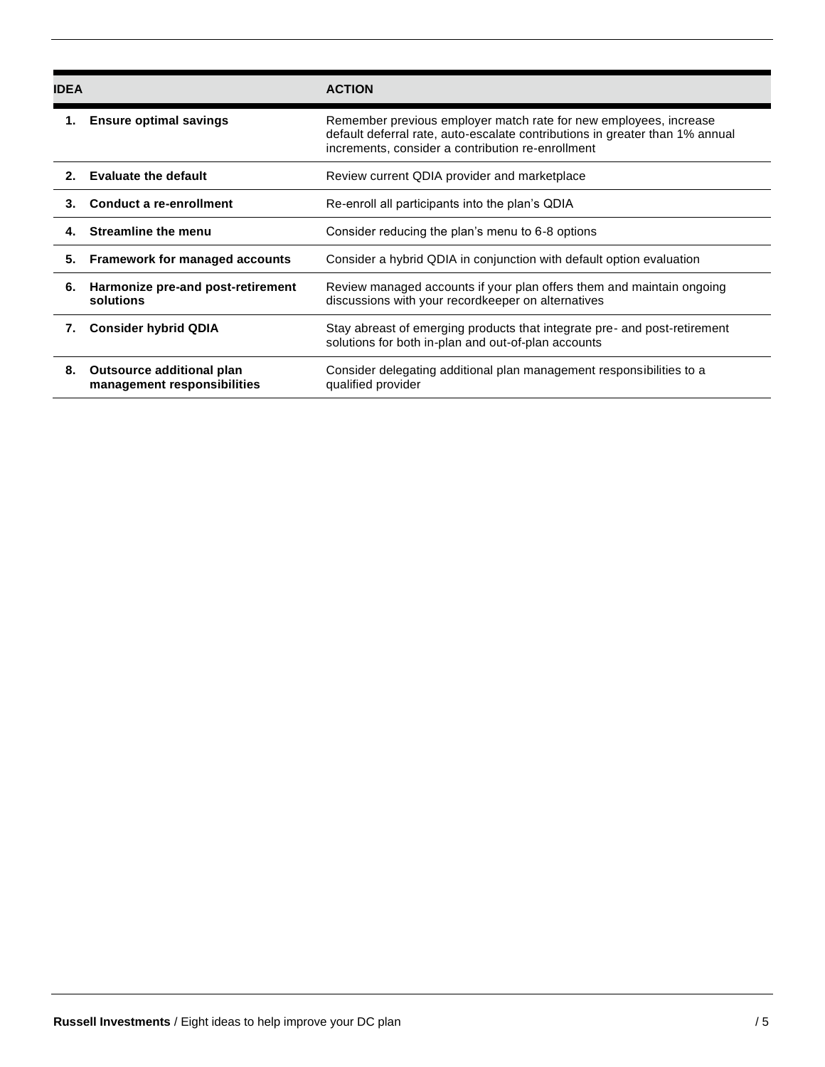| IDEA | ACTION |
|---|---|
| **1. Ensure optimal savings** | Remember previous employer match rate for new employees, increase default deferral rate, auto-escalate contributions in greater than 1% annual increments, consider a contribution re-enrollment |
| **2. Evaluate the default** | Review current QDIA provider and marketplace |
| **3. Conduct a re-enrollment** | Re-enroll all participants into the plan's QDIA |
| **4. Streamline the menu** | Consider reducing the plan's menu to 6-8 options |
| **5. Framework for managed accounts** | Consider a hybrid QDIA in conjunction with default option evaluation |
| **6. Harmonize pre-and post-retirement solutions** | Review managed accounts if your plan offers them and maintain ongoing discussions with your recordkeeper on alternatives |
| **7. Consider hybrid QDIA** | Stay abreast of emerging products that integrate pre- and post-retirement solutions for both in-plan and out-of-plan accounts |
| **8. Outsource additional plan management responsibilities** | Consider delegating additional plan management responsibilities to a qualified provider |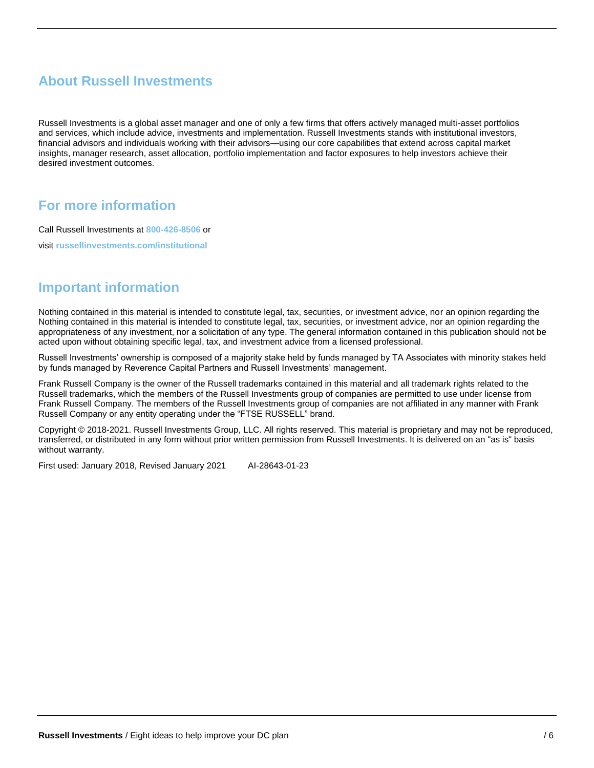## About Russell Investments

Russell Investments is a global asset manager and one of only a few firms that offers actively managed multi-asset portfolios and services, which include advice, investments and implementation. Russell Investments stands with institutional investors, financial advisors and individuals working with their advisors—using our core capabilities that extend across capital market insights, manager research, asset allocation, portfolio implementation and factor exposures to help investors achieve their desired investment outcomes.

## For more information

Call Russell Investments at **800-426-8506** or

visit **russellinvestments.com/institutional**

## Important information

Nothing contained in this material is intended to constitute legal, tax, securities, or investment advice, nor an opinion regarding the Nothing contained in this material is intended to constitute legal, tax, securities, or investment advice, nor an opinion regarding the appropriateness of any investment, nor a solicitation of any type. The general information contained in this publication should not be acted upon without obtaining specific legal, tax, and investment advice from a licensed professional.

Russell Investments' ownership is composed of a majority stake held by funds managed by TA Associates with minority stakes held by funds managed by Reverence Capital Partners and Russell Investments' management.

Frank Russell Company is the owner of the Russell trademarks contained in this material and all trademark rights related to the Russell trademarks, which the members of the Russell Investments group of companies are permitted to use under license from Frank Russell Company. The members of the Russell Investments group of companies are not affiliated in any manner with Frank Russell Company or any entity operating under the "FTSE RUSSELL" brand.

Copyright © 2018-2021. Russell Investments Group, LLC. All rights reserved. This material is proprietary and may not be reproduced, transferred, or distributed in any form without prior written permission from Russell Investments. It is delivered on an "as is" basis without warranty.

First used: January 2018, Revised January 2021 AI-28643-01-23